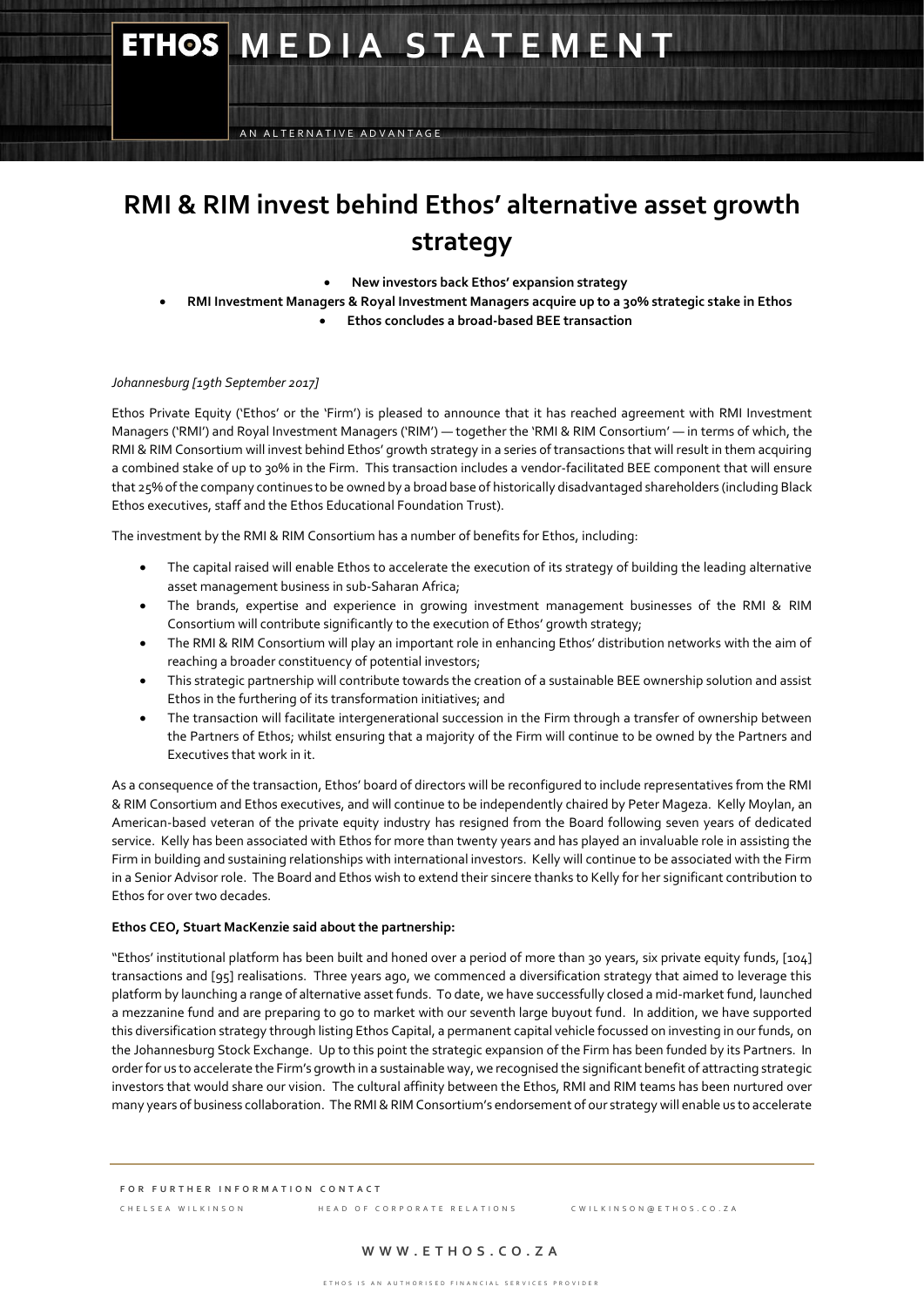# ETHOS MEDIA STATEMENT

AN ALTERNATIVE ADVANTAGE

# RMI & RIM invest behind Ethos' alternative asset growth strategy

- **New investors back Ethos' expansion strategy**
- **RMI Investment Managers & Royal Investment Managers acquire up to a 30% strategic stake in Ethos**
- **Ethos concludes a broad-based BEE transaction**

*Johannesburg [19th September 2017]*

Ethos Private Equity ('Ethos' or the 'Firm') is pleased to announce that it has reached agreement with RMI Investment Managers ('RMI') and Royal Investment Managers ('RIM') — together the 'RMI & RIM Consortium' — in terms of which, the RMI & RIM Consortium will invest behind Ethos' growth strategy in a series of transactions that will result in them acquiring a combined stake of up to 30% in the Firm. This transaction includes a vendor-facilitated BEE component that will ensure that 25% of the company continues to be owned by a broad base of historically disadvantaged shareholders (including Black Ethos executives, staff and the Ethos Educational Foundation Trust).

The investment by the RMI & RIM Consortium has a number of benefits for Ethos, including:

- The capital raised will enable Ethos to accelerate the execution of its strategy of building the leading alternative asset management business in sub-Saharan Africa;
- The brands, expertise and experience in growing investment management businesses of the RMI & RIM Consortium will contribute significantly to the execution of Ethos' growth strategy;
- The RMI & RIM Consortium will play an important role in enhancing Ethos' distribution networks with the aim of reaching a broader constituency of potential investors;
- This strategic partnership will contribute towards the creation of a sustainable BEE ownership solution and assist Ethos in the furthering of its transformation initiatives; and
- The transaction will facilitate intergenerational succession in the Firm through a transfer of ownership between the Partners of Ethos; whilst ensuring that a majority of the Firm will continue to be owned by the Partners and Executives that work in it.

As a consequence of the transaction, Ethos' board of directors will be reconfigured to include representatives from the RMI & RIM Consortium and Ethos executives, and will continue to be independently chaired by Peter Mageza. Kelly Moylan, an American-based veteran of the private equity industry has resigned from the Board following seven years of dedicated service. Kelly has been associated with Ethos for more than twenty years and has played an invaluable role in assisting the Firm in building and sustaining relationships with international investors. Kelly will continue to be associated with the Firm in a Senior Advisor role. The Board and Ethos wish to extend their sincere thanks to Kelly for her significant contribution to Ethos for over two decades.

**Ethos CEO, Stuart MacKenzie said about the partnership:**

"Ethos' institutional platform has been built and honed over a period of more than 30 years, six private equity funds, [104] transactions and [95] realisations. Three years ago, we commenced a diversification strategy that aimed to leverage this platform by launching a range of alternative asset funds. To date, we have successfully closed a mid-market fund, launched a mezzanine fund and are preparing to go to market with our seventh large buyout fund. In addition, we have supported this diversification strategy through listing Ethos Capital, a permanent capital vehicle focussed on investing in our funds, on the Johannesburg Stock Exchange. Up to this point the strategic expansion of the Firm has been funded by its Partners. In order for us to accelerate the Firm's growth in a sustainable way, we recognised the significant benefit of attracting strategic investors that would share our vision. The cultural affinity between the Ethos, RMI and RIM teams has been nurtured over many years of business collaboration. The RMI & RIM Consortium's endorsement of our strategy will enable us to accelerate

FOR FURTHER INFORMATION CONTACT

CHELSEA WILKINSON HEAD OF CORPORATE RELATIONS CWILKINSON@ETHOS.CO.ZA

WWW.ETHOS.CO.ZA

ETHOS IS AN AUTHORISED FINANCIAL SERVICES PROVIDER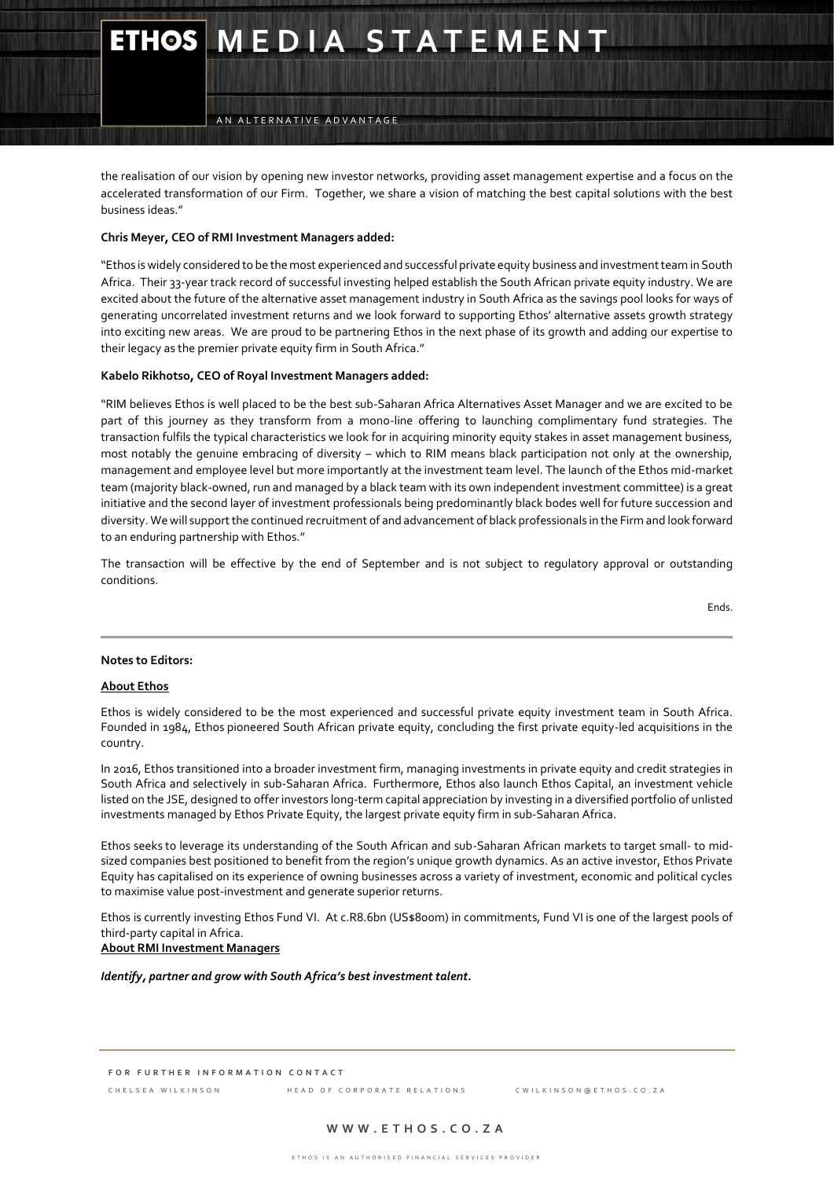the realisation of our vision by opening new investor networks, providing asset management expertise and a focus on the accelerated transformation of our Firm. Together, we share a vision of matching the best capital solutions with the best business ideas."

**Chris Meyer, CEO of RMI Investment Managers added:**

"Ethos is widely considered to be the most experienced and successful private equity business and investment team in South Africa. Their 33-year track record of successful investing helped establish the South African private equity industry. We are excited about the future of the alternative asset management industry in South Africa as the savings pool looks for ways of generating uncorrelated investment returns and we look forward to supporting Ethos' alternative assets growth strategy into exciting new areas. We are proud to be partnering Ethos in the next phase of its growth and adding our expertise to their legacy as the premier private equity firm in South Africa."

**Kabelo Rikhotso, CEO of Royal Investment Managers added:**

"RIM believes Ethos is well placed to be the best sub-Saharan Africa Alternatives Asset Manager and we are excited to be part of this journey as they transform from a mono-line offering to launching complimentary fund strategies. The transaction fulfils the typical characteristics we look for in acquiring minority equity stakes in asset management business, most notably the genuine embracing of diversity – which to RIM means black participation not only at the ownership, management and employee level but more importantly at the investment team level. The launch of the Ethos mid-market team (majority black-owned, run and managed by a black team with its own independent investment committee) is a great initiative and the second layer of investment professionals being predominantly black bodes well for future succession and diversity. We will support the continued recruitment of and advancement of black professionals in the Firm and look forward to an enduring partnership with Ethos."

The transaction will be effective by the end of September and is not subject to regulatory approval or outstanding conditions.

Ends.

---

**Notes to Editors:**

**About Ethos**

Ethos is widely considered to be the most experienced and successful private equity investment team in South Africa. Founded in 1984, Ethos pioneered South African private equity, concluding the first private equity-led acquisitions in the country.

In 2016, Ethos transitioned into a broader investment firm, managing investments in private equity and credit strategies in South Africa and selectively in sub-Saharan Africa. Furthermore, Ethos also launch Ethos Capital, an investment vehicle listed on the JSE, designed to offer investors long-term capital appreciation by investing in a diversified portfolio of unlisted investments managed by Ethos Private Equity, the largest private equity firm in sub-Saharan Africa.

Ethos seeks to leverage its understanding of the South African and sub-Saharan African markets to target small- to mid-sized companies best positioned to benefit from the region's unique growth dynamics. As an active investor, Ethos Private Equity has capitalised on its experience of owning businesses across a variety of investment, economic and political cycles to maximise value post-investment and generate superior returns.

Ethos is currently investing Ethos Fund VI. At c.R8.6bn (US$800m) in commitments, Fund VI is one of the largest pools of third-party capital in Africa.

**About RMI Investment Managers**

***Identify, partner and grow with South Africa's best investment talent.***

FOR FURTHER INFORMATION CONTACT

CHELSEA WILKINSON — HEAD OF CORPORATE RELATIONS — CWILKINSON@ETHOS.CO.ZA

WWW.ETHOS.CO.ZA

ETHOS IS AN AUTHORISED FINANCIAL SERVICES PROVIDER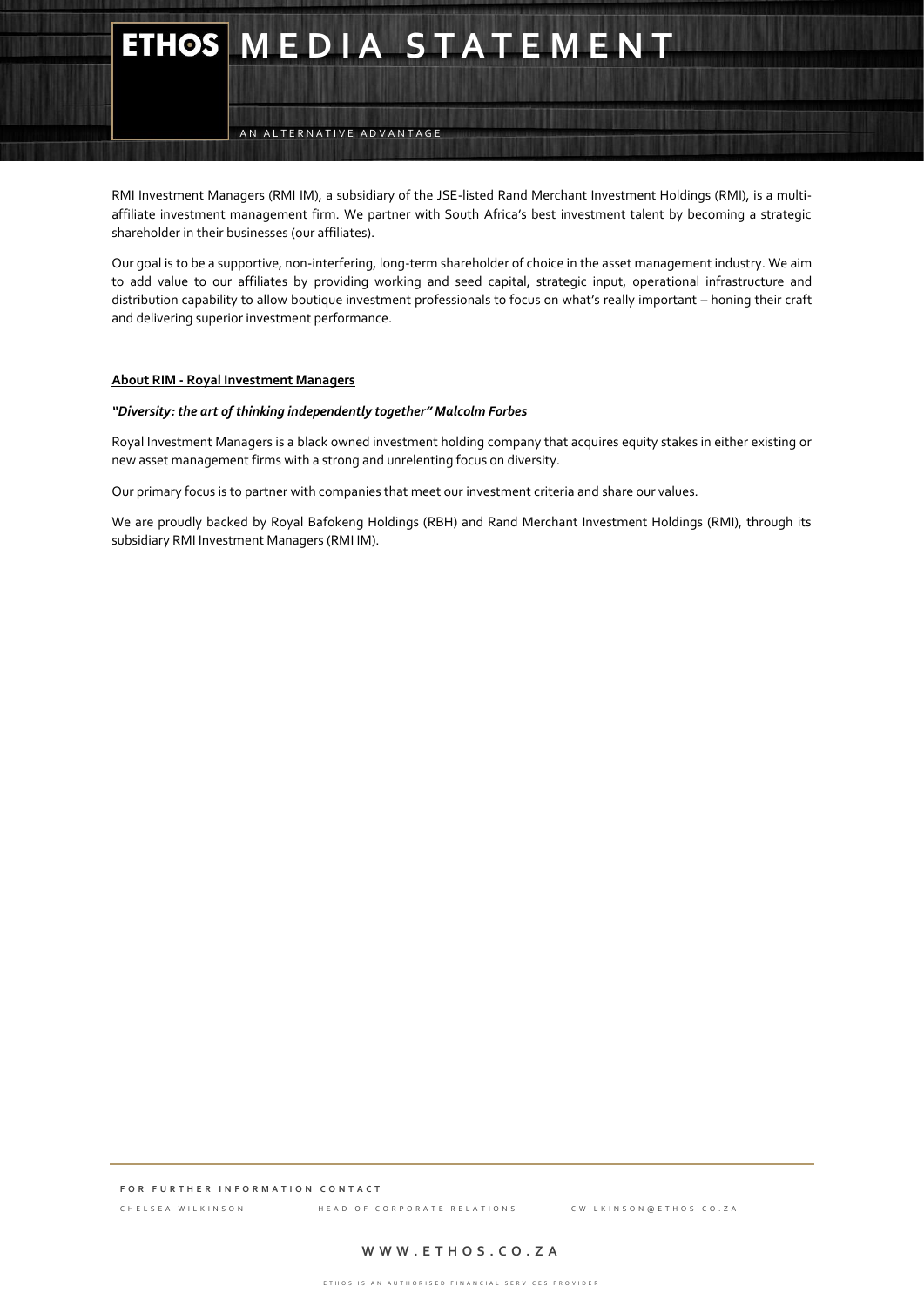RMI Investment Managers (RMI IM), a subsidiary of the JSE-listed Rand Merchant Investment Holdings (RMI), is a multi-affiliate investment management firm. We partner with South Africa's best investment talent by becoming a strategic shareholder in their businesses (our affiliates).

Our goal is to be a supportive, non-interfering, long-term shareholder of choice in the asset management industry. We aim to add value to our affiliates by providing working and seed capital, strategic input, operational infrastructure and distribution capability to allow boutique investment professionals to focus on what's really important – honing their craft and delivering superior investment performance.

**About RIM - Royal Investment Managers**

***"Diversity: the art of thinking independently together" Malcolm Forbes***

Royal Investment Managers is a black owned investment holding company that acquires equity stakes in either existing or new asset management firms with a strong and unrelenting focus on diversity.

Our primary focus is to partner with companies that meet our investment criteria and share our values.

We are proudly backed by Royal Bafokeng Holdings (RBH) and Rand Merchant Investment Holdings (RMI), through its subsidiary RMI Investment Managers (RMI IM).

**FOR FURTHER INFORMATION CONTACT**

CHELSEA WILKINSON — HEAD OF CORPORATE RELATIONS — CWILKINSON@ETHOS.CO.ZA

**WWW.ETHOS.CO.ZA**

ETHOS IS AN AUTHORISED FINANCIAL SERVICES PROVIDER